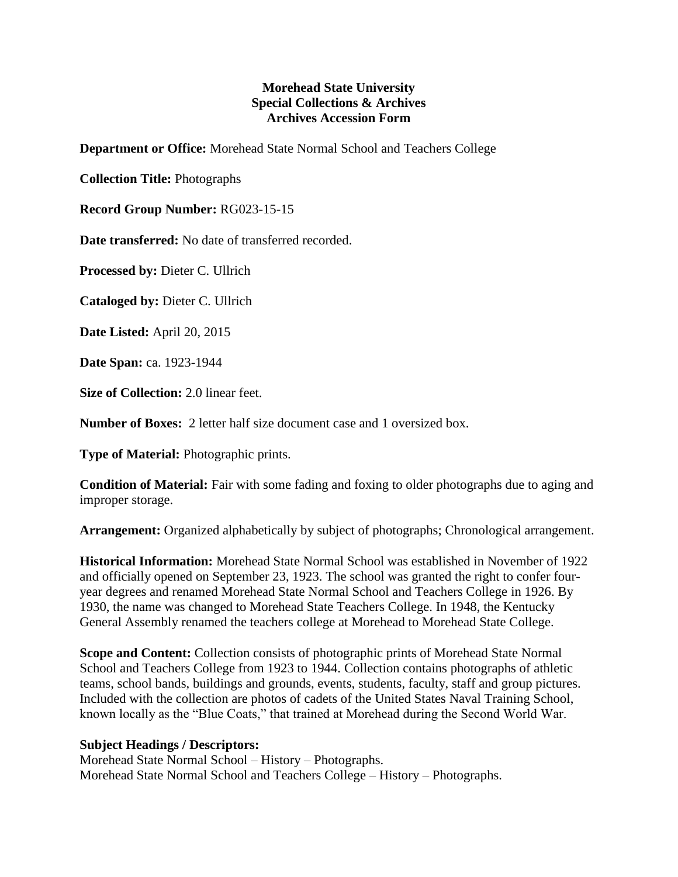**Morehead State University**
**Special Collections & Archives**
**Archives Accession Form**

**Department or Office:** Morehead State Normal School and Teachers College

**Collection Title:** Photographs

**Record Group Number:** RG023-15-15

**Date transferred:** No date of transferred recorded.

**Processed by:** Dieter C. Ullrich

**Cataloged by:** Dieter C. Ullrich

**Date Listed:** April 20, 2015

**Date Span:** ca. 1923-1944

**Size of Collection:** 2.0 linear feet.

**Number of Boxes:** 2 letter half size document case and 1 oversized box.

**Type of Material:** Photographic prints.

**Condition of Material:** Fair with some fading and foxing to older photographs due to aging and improper storage.

**Arrangement:** Organized alphabetically by subject of photographs; Chronological arrangement.

**Historical Information:** Morehead State Normal School was established in November of 1922 and officially opened on September 23, 1923. The school was granted the right to confer four-year degrees and renamed Morehead State Normal School and Teachers College in 1926. By 1930, the name was changed to Morehead State Teachers College. In 1948, the Kentucky General Assembly renamed the teachers college at Morehead to Morehead State College.

**Scope and Content:** Collection consists of photographic prints of Morehead State Normal School and Teachers College from 1923 to 1944. Collection contains photographs of athletic teams, school bands, buildings and grounds, events, students, faculty, staff and group pictures. Included with the collection are photos of cadets of the United States Naval Training School, known locally as the "Blue Coats," that trained at Morehead during the Second World War.

**Subject Headings / Descriptors:**
Morehead State Normal School – History – Photographs.
Morehead State Normal School and Teachers College – History – Photographs.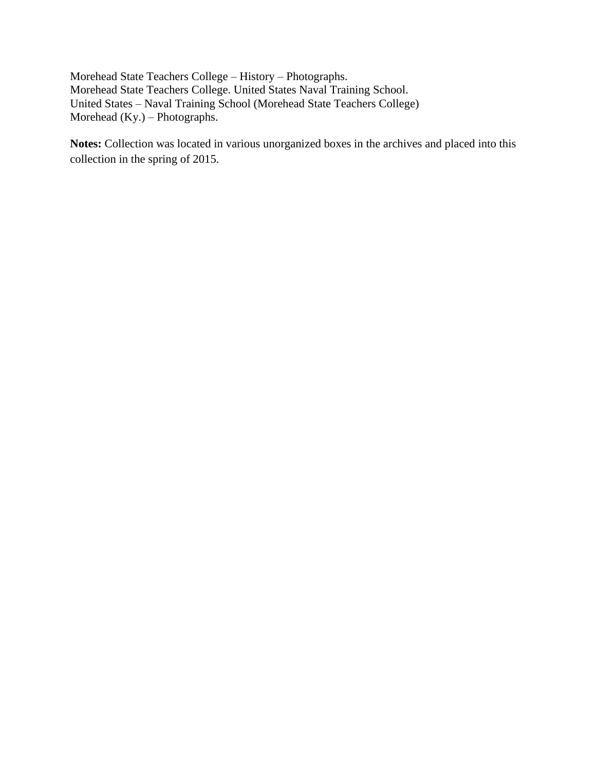Morehead State Teachers College – History – Photographs.
Morehead State Teachers College. United States Naval Training School.
United States – Naval Training School (Morehead State Teachers College)
Morehead (Ky.) – Photographs.

**Notes:** Collection was located in various unorganized boxes in the archives and placed into this collection in the spring of 2015.